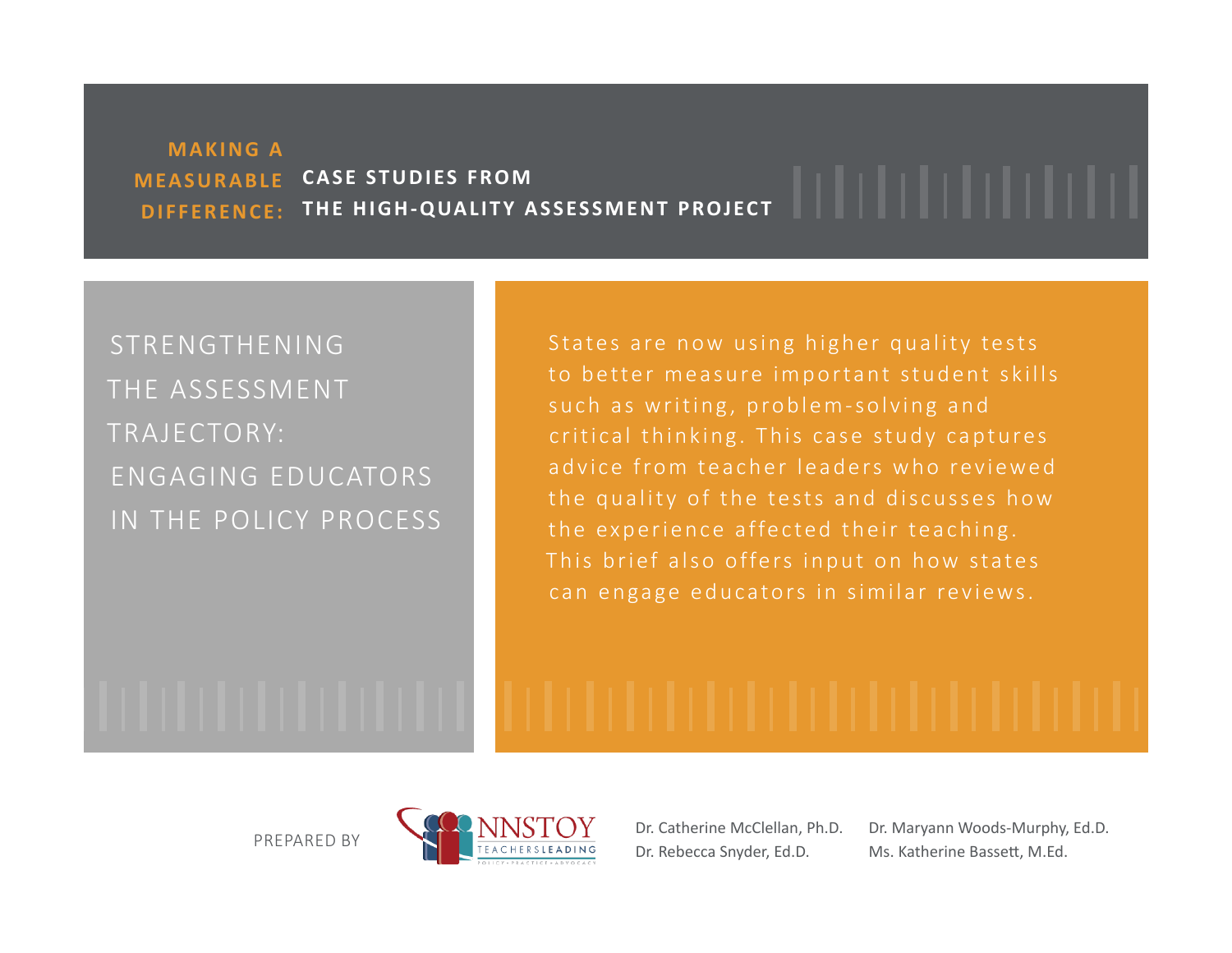**MAKING A MEASURABLE DIFFERENCE:** CASE STUDIES FROM THE HIGH-QUALITY ASSESSMENT PROJECT

# STRENGTHENING THE ASSESSMENT TRAJECTORY: ENGAGING EDUCATORS IN THE POLICY PROCESS

States are now using higher quality tests to better measure important student skills such as writing, problem-solving and critical thinking. This case study captures advice from teacher leaders who reviewed the quality of the tests and discusses how the experience affected their teaching. This brief also offers input on how states can engage educators in similar reviews.

PREPARED BY

NNSTOY TEACHERS LEADING POLICY • PRACTICE • ADVOCACY

Dr. Catherine McClellan, Ph.D.
Dr. Rebecca Snyder, Ed.D.
Dr. Maryann Woods-Murphy, Ed.D.
Ms. Katherine Bassett, M.Ed.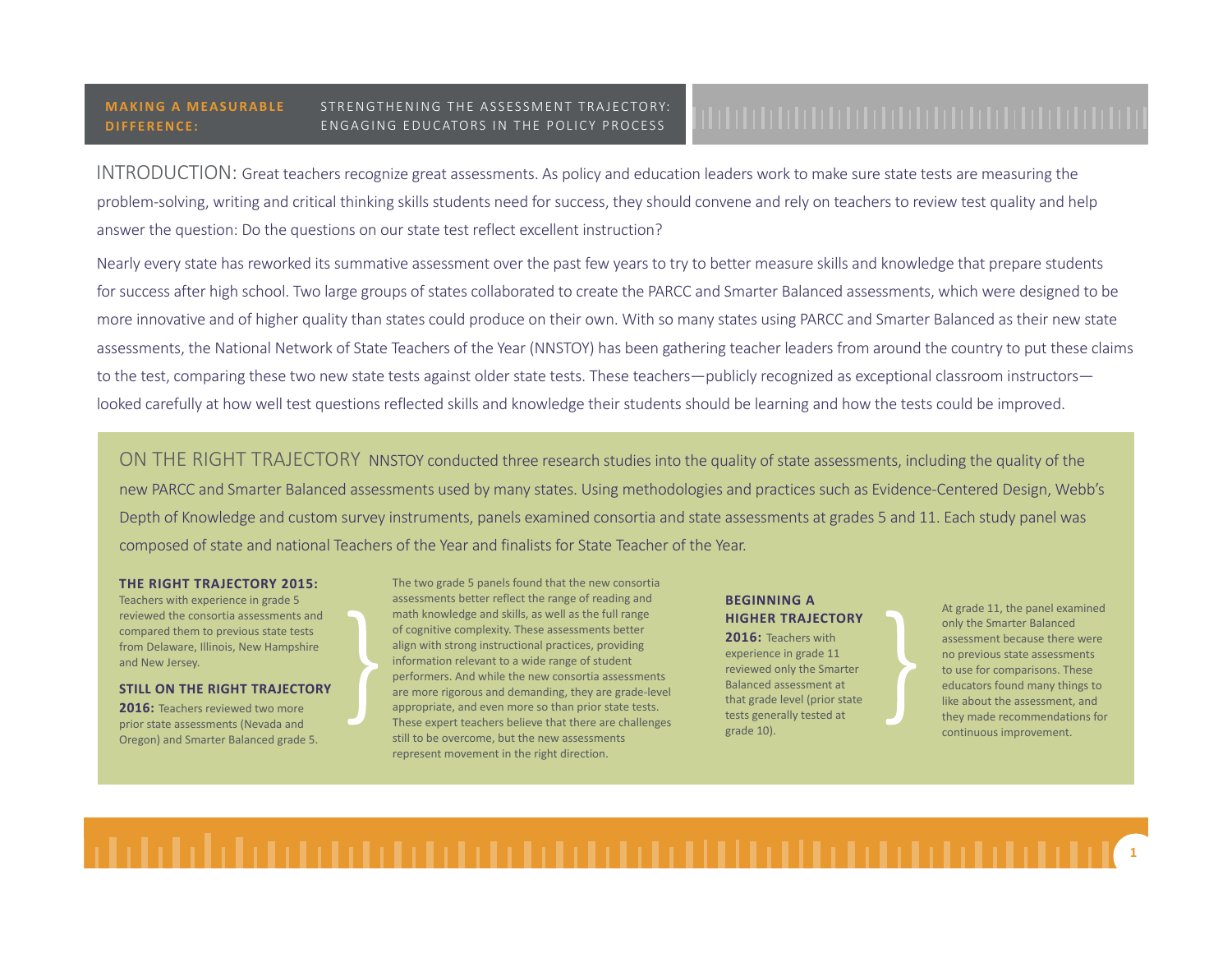**MAKING A MEASURABLE DIFFERENCE:** STRENGTHENING THE ASSESSMENT TRAJECTORY: ENGAGING EDUCATORS IN THE POLICY PROCESS

## INTRODUCTION:

Great teachers recognize great assessments. As policy and education leaders work to make sure state tests are measuring the problem-solving, writing and critical thinking skills students need for success, they should convene and rely on teachers to review test quality and help answer the question: Do the questions on our state test reflect excellent instruction?

Nearly every state has reworked its summative assessment over the past few years to try to better measure skills and knowledge that prepare students for success after high school. Two large groups of states collaborated to create the PARCC and Smarter Balanced assessments, which were designed to be more innovative and of higher quality than states could produce on their own. With so many states using PARCC and Smarter Balanced as their new state assessments, the National Network of State Teachers of the Year (NNSTOY) has been gathering teacher leaders from around the country to put these claims to the test, comparing these two new state tests against older state tests. These teachers—publicly recognized as exceptional classroom instructors—looked carefully at how well test questions reflected skills and knowledge their students should be learning and how the tests could be improved.

## ON THE RIGHT TRAJECTORY

NNSTOY conducted three research studies into the quality of state assessments, including the quality of the new PARCC and Smarter Balanced assessments used by many states. Using methodologies and practices such as Evidence-Centered Design, Webb's Depth of Knowledge and custom survey instruments, panels examined consortia and state assessments at grades 5 and 11. Each study panel was composed of state and national Teachers of the Year and finalists for State Teacher of the Year.

**THE RIGHT TRAJECTORY 2015:** Teachers with experience in grade 5 reviewed the consortia assessments and compared them to previous state tests from Delaware, Illinois, New Hampshire and New Jersey.

**STILL ON THE RIGHT TRAJECTORY 2016:** Teachers reviewed two more prior state assessments (Nevada and Oregon) and Smarter Balanced grade 5.

The two grade 5 panels found that the new consortia assessments better reflect the range of reading and math knowledge and skills, as well as the full range of cognitive complexity. These assessments better align with strong instructional practices, providing information relevant to a wide range of student performers. And while the new consortia assessments are more rigorous and demanding, they are grade-level appropriate, and even more so than prior state tests. These expert teachers believe that there are challenges still to be overcome, but the new assessments represent movement in the right direction.

**BEGINNING A HIGHER TRAJECTORY 2016:** Teachers with experience in grade 11 reviewed only the Smarter Balanced assessment at that grade level (prior state tests generally tested at grade 10).

At grade 11, the panel examined only the Smarter Balanced assessment because there were no previous state assessments to use for comparisons. These educators found many things to like about the assessment, and they made recommendations for continuous improvement.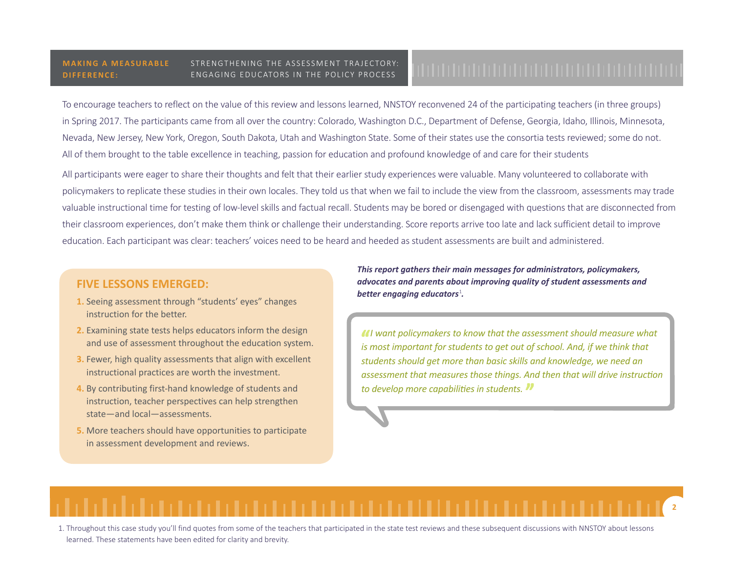To encourage teachers to reflect on the value of this review and lessons learned, NNSTOY reconvened 24 of the participating teachers (in three groups) in Spring 2017. The participants came from all over the country: Colorado, Washington D.C., Department of Defense, Georgia, Idaho, Illinois, Minnesota, Nevada, New Jersey, New York, Oregon, South Dakota, Utah and Washington State. Some of their states use the consortia tests reviewed; some do not. All of them brought to the table excellence in teaching, passion for education and profound knowledge of and care for their students

All participants were eager to share their thoughts and felt that their earlier study experiences were valuable. Many volunteered to collaborate with policymakers to replicate these studies in their own locales. They told us that when we fail to include the view from the classroom, assessments may trade valuable instructional time for testing of low-level skills and factual recall. Students may be bored or disengaged with questions that are disconnected from their classroom experiences, don't make them think or challenge their understanding. Score reports arrive too late and lack sufficient detail to improve education. Each participant was clear: teachers' voices need to be heard and heeded as student assessments are built and administered.

## FIVE LESSONS EMERGED:

1. Seeing assessment through "students' eyes" changes instruction for the better.
2. Examining state tests helps educators inform the design and use of assessment throughout the education system.
3. Fewer, high quality assessments that align with excellent instructional practices are worth the investment.
4. By contributing first-hand knowledge of students and instruction, teacher perspectives can help strengthen state—and local—assessments.
5. More teachers should have opportunities to participate in assessment development and reviews.

***This report gathers their main messages for administrators, policymakers, advocates and parents about improving quality of student assessments and better engaging educators*[1]*.***

> *"I want policymakers to know that the assessment should measure what is most important for students to get out of school. And, if we think that students should get more than basic skills and knowledge, we need an assessment that measures those things. And then that will drive instruction to develop more capabilities in students."*

1. Throughout this case study you'll find quotes from some of the teachers that participated in the state test reviews and these subsequent discussions with NNSTOY about lessons learned. These statements have been edited for clarity and brevity.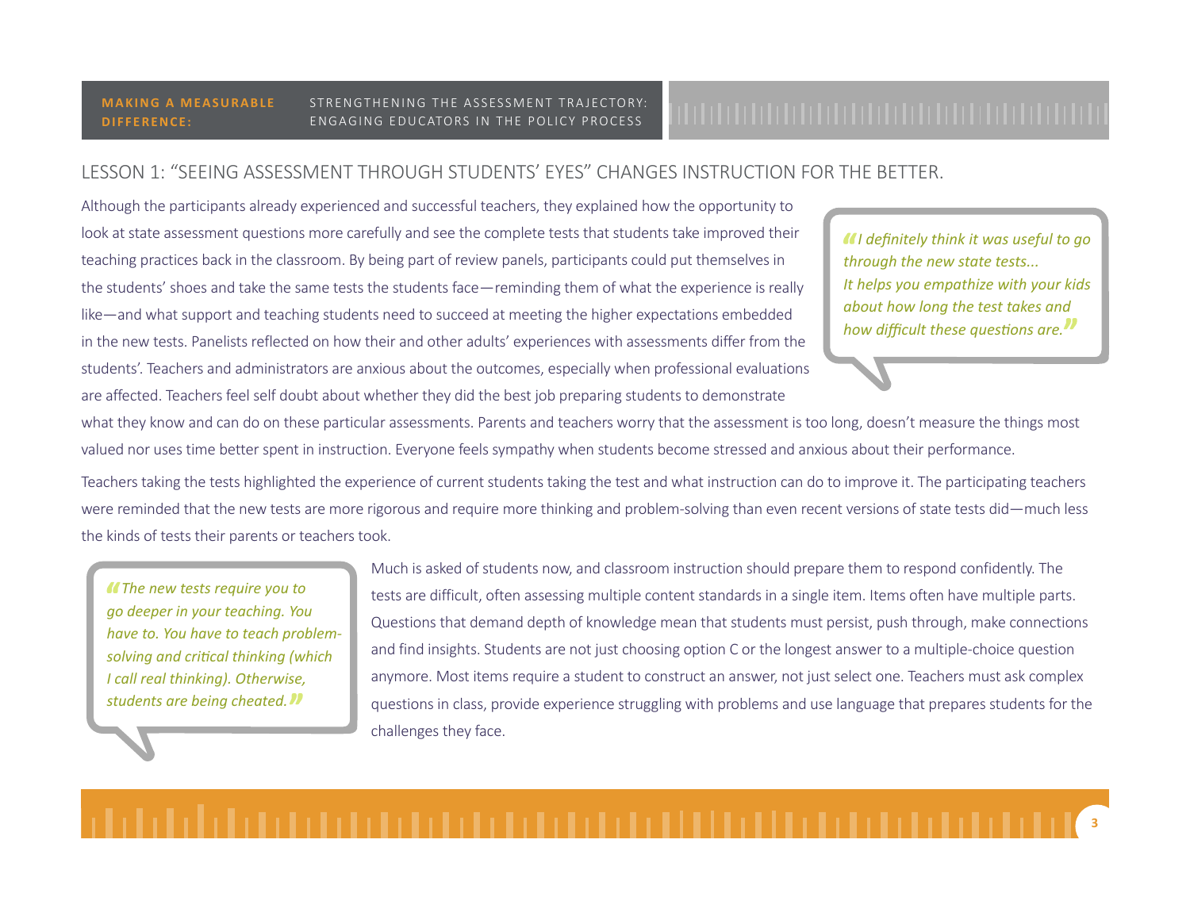## LESSON 1: "SEEING ASSESSMENT THROUGH STUDENTS' EYES" CHANGES INSTRUCTION FOR THE BETTER.

Although the participants already experienced and successful teachers, they explained how the opportunity to look at state assessment questions more carefully and see the complete tests that students take improved their teaching practices back in the classroom. By being part of review panels, participants could put themselves in the students' shoes and take the same tests the students face—reminding them of what the experience is really like—and what support and teaching students need to succeed at meeting the higher expectations embedded in the new tests. Panelists reflected on how their and other adults' experiences with assessments differ from the students'. Teachers and administrators are anxious about the outcomes, especially when professional evaluations are affected. Teachers feel self doubt about whether they did the best job preparing students to demonstrate what they know and can do on these particular assessments. Parents and teachers worry that the assessment is too long, doesn't measure the things most valued nor uses time better spent in instruction. Everyone feels sympathy when students become stressed and anxious about their performance.

> *"I definitely think it was useful to go through the new state tests... It helps you empathize with your kids about how long the test takes and how difficult these questions are."*

Teachers taking the tests highlighted the experience of current students taking the test and what instruction can do to improve it. The participating teachers were reminded that the new tests are more rigorous and require more thinking and problem-solving than even recent versions of state tests did—much less the kinds of tests their parents or teachers took.

> *"The new tests require you to go deeper in your teaching. You have to. You have to teach problem-solving and critical thinking (which I call real thinking). Otherwise, students are being cheated."*

Much is asked of students now, and classroom instruction should prepare them to respond confidently. The tests are difficult, often assessing multiple content standards in a single item. Items often have multiple parts. Questions that demand depth of knowledge mean that students must persist, push through, make connections and find insights. Students are not just choosing option C or the longest answer to a multiple-choice question anymore. Most items require a student to construct an answer, not just select one. Teachers must ask complex questions in class, provide experience struggling with problems and use language that prepares students for the challenges they face.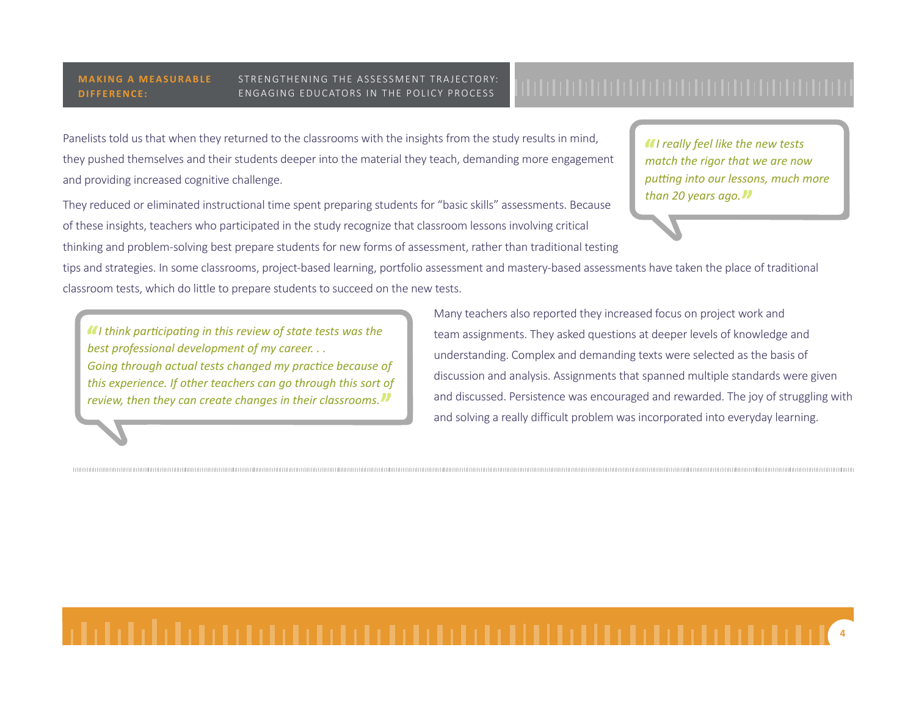Panelists told us that when they returned to the classrooms with the insights from the study results in mind, they pushed themselves and their students deeper into the material they teach, demanding more engagement and providing increased cognitive challenge.

> *"I really feel like the new tests match the rigor that we are now putting into our lessons, much more than 20 years ago."*

They reduced or eliminated instructional time spent preparing students for "basic skills" assessments. Because of these insights, teachers who participated in the study recognize that classroom lessons involving critical thinking and problem-solving best prepare students for new forms of assessment, rather than traditional testing tips and strategies. In some classrooms, project-based learning, portfolio assessment and mastery-based assessments have taken the place of traditional classroom tests, which do little to prepare students to succeed on the new tests.

> *"I think participating in this review of state tests was the best professional development of my career. . . Going through actual tests changed my practice because of this experience. If other teachers can go through this sort of review, then they can create changes in their classrooms."*

Many teachers also reported they increased focus on project work and team assignments. They asked questions at deeper levels of knowledge and understanding. Complex and demanding texts were selected as the basis of discussion and analysis. Assignments that spanned multiple standards were given and discussed. Persistence was encouraged and rewarded. The joy of struggling with and solving a really difficult problem was incorporated into everyday learning.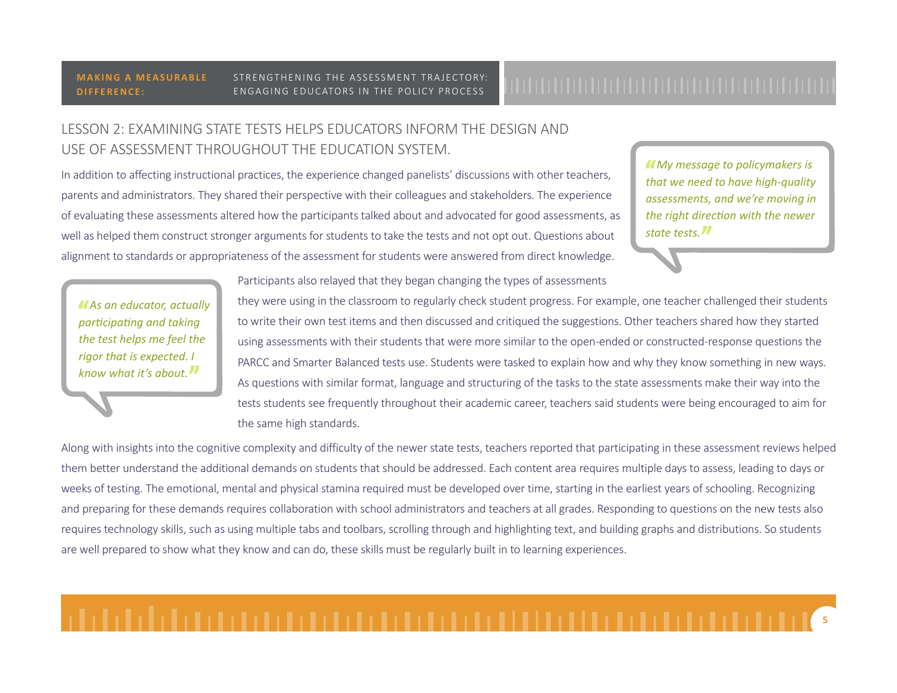## LESSON 2: EXAMINING STATE TESTS HELPS EDUCATORS INFORM THE DESIGN AND USE OF ASSESSMENT THROUGHOUT THE EDUCATION SYSTEM.

In addition to affecting instructional practices, the experience changed panelists' discussions with other teachers, parents and administrators. They shared their perspective with their colleagues and stakeholders. The experience of evaluating these assessments altered how the participants talked about and advocated for good assessments, as well as helped them construct stronger arguments for students to take the tests and not opt out. Questions about alignment to standards or appropriateness of the assessment for students were answered from direct knowledge.

> *"My message to policymakers is that we need to have high-quality assessments, and we're moving in the right direction with the newer state tests."*

> *"As an educator, actually participating and taking the test helps me feel the rigor that is expected. I know what it's about."*

Participants also relayed that they began changing the types of assessments they were using in the classroom to regularly check student progress. For example, one teacher challenged their students to write their own test items and then discussed and critiqued the suggestions. Other teachers shared how they started using assessments with their students that were more similar to the open-ended or constructed-response questions the PARCC and Smarter Balanced tests use. Students were tasked to explain how and why they know something in new ways. As questions with similar format, language and structuring of the tasks to the state assessments make their way into the tests students see frequently throughout their academic career, teachers said students were being encouraged to aim for the same high standards.

Along with insights into the cognitive complexity and difficulty of the newer state tests, teachers reported that participating in these assessment reviews helped them better understand the additional demands on students that should be addressed. Each content area requires multiple days to assess, leading to days or weeks of testing. The emotional, mental and physical stamina required must be developed over time, starting in the earliest years of schooling. Recognizing and preparing for these demands requires collaboration with school administrators and teachers at all grades. Responding to questions on the new tests also requires technology skills, such as using multiple tabs and toolbars, scrolling through and highlighting text, and building graphs and distributions. So students are well prepared to show what they know and can do, these skills must be regularly built in to learning experiences.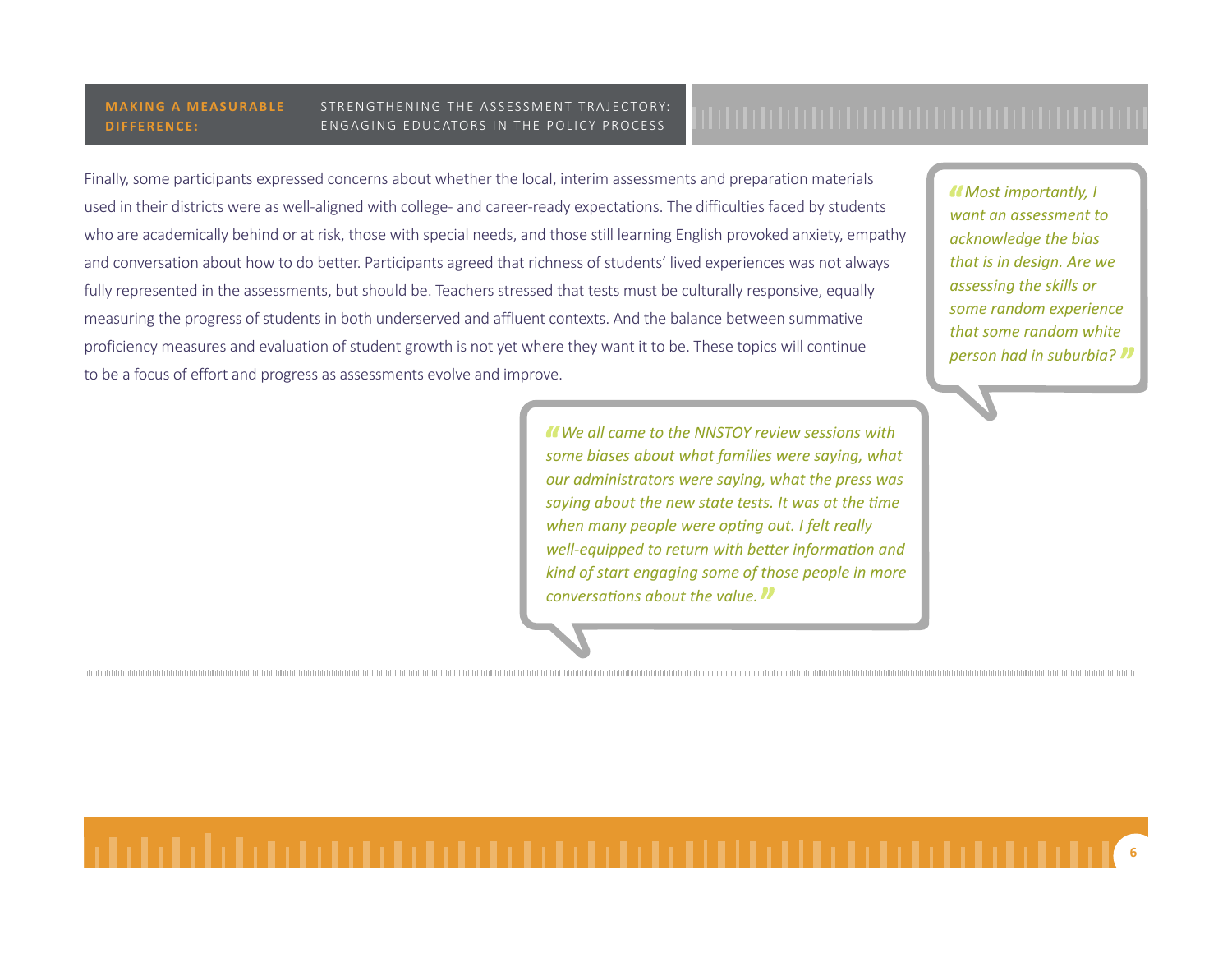Finally, some participants expressed concerns about whether the local, interim assessments and preparation materials used in their districts were as well-aligned with college- and career-ready expectations. The difficulties faced by students who are academically behind or at risk, those with special needs, and those still learning English provoked anxiety, empathy and conversation about how to do better. Participants agreed that richness of students' lived experiences was not always fully represented in the assessments, but should be. Teachers stressed that tests must be culturally responsive, equally measuring the progress of students in both underserved and affluent contexts. And the balance between summative proficiency measures and evaluation of student growth is not yet where they want it to be. These topics will continue to be a focus of effort and progress as assessments evolve and improve.

> *"Most importantly, I want an assessment to acknowledge the bias that is in design. Are we assessing the skills or some random experience that some random white person had in suburbia?"*

> *"We all came to the NNSTOY review sessions with some biases about what families were saying, what our administrators were saying, what the press was saying about the new state tests. It was at the time when many people were opting out. I felt really well-equipped to return with better information and kind of start engaging some of those people in more conversations about the value."*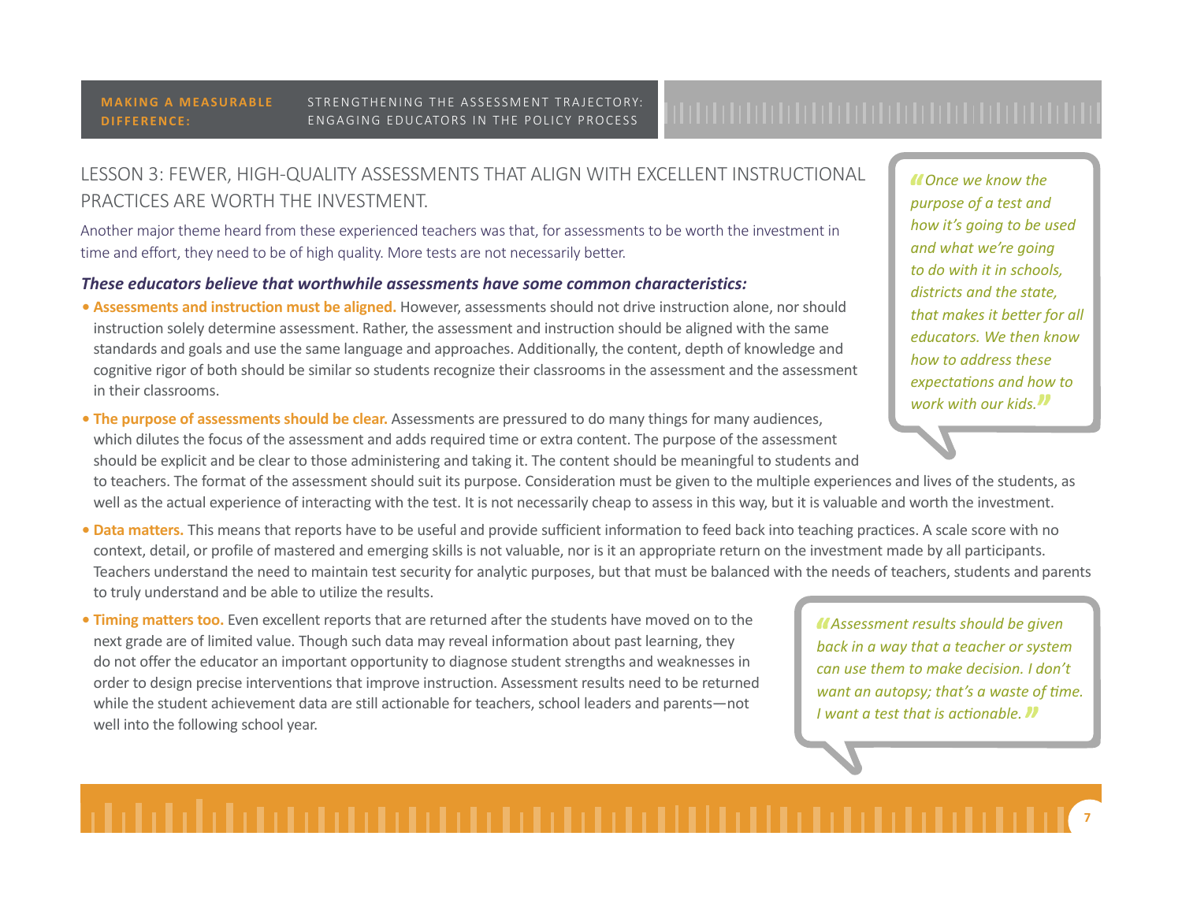## LESSON 3: FEWER, HIGH-QUALITY ASSESSMENTS THAT ALIGN WITH EXCELLENT INSTRUCTIONAL PRACTICES ARE WORTH THE INVESTMENT.

Another major theme heard from these experienced teachers was that, for assessments to be worth the investment in time and effort, they need to be of high quality. More tests are not necessarily better.

***These educators believe that worthwhile assessments have some common characteristics:***

- **Assessments and instruction must be aligned.** However, assessments should not drive instruction alone, nor should instruction solely determine assessment. Rather, the assessment and instruction should be aligned with the same standards and goals and use the same language and approaches. Additionally, the content, depth of knowledge and cognitive rigor of both should be similar so students recognize their classrooms in the assessment and the assessment in their classrooms.
- **The purpose of assessments should be clear.** Assessments are pressured to do many things for many audiences, which dilutes the focus of the assessment and adds required time or extra content. The purpose of the assessment should be explicit and be clear to those administering and taking it. The content should be meaningful to students and to teachers. The format of the assessment should suit its purpose. Consideration must be given to the multiple experiences and lives of the students, as well as the actual experience of interacting with the test. It is not necessarily cheap to assess in this way, but it is valuable and worth the investment.
- **Data matters.** This means that reports have to be useful and provide sufficient information to feed back into teaching practices. A scale score with no context, detail, or profile of mastered and emerging skills is not valuable, nor is it an appropriate return on the investment made by all participants. Teachers understand the need to maintain test security for analytic purposes, but that must be balanced with the needs of teachers, students and parents to truly understand and be able to utilize the results.
- **Timing matters too.** Even excellent reports that are returned after the students have moved on to the next grade are of limited value. Though such data may reveal information about past learning, they do not offer the educator an important opportunity to diagnose student strengths and weaknesses in order to design precise interventions that improve instruction. Assessment results need to be returned while the student achievement data are still actionable for teachers, school leaders and parents—not well into the following school year.

> *"Once we know the purpose of a test and how it's going to be used and what we're going to do with it in schools, districts and the state, that makes it better for all educators. We then know how to address these expectations and how to work with our kids."*

> *"Assessment results should be given back in a way that a teacher or system can use them to make decision. I don't want an autopsy; that's a waste of time. I want a test that is actionable."*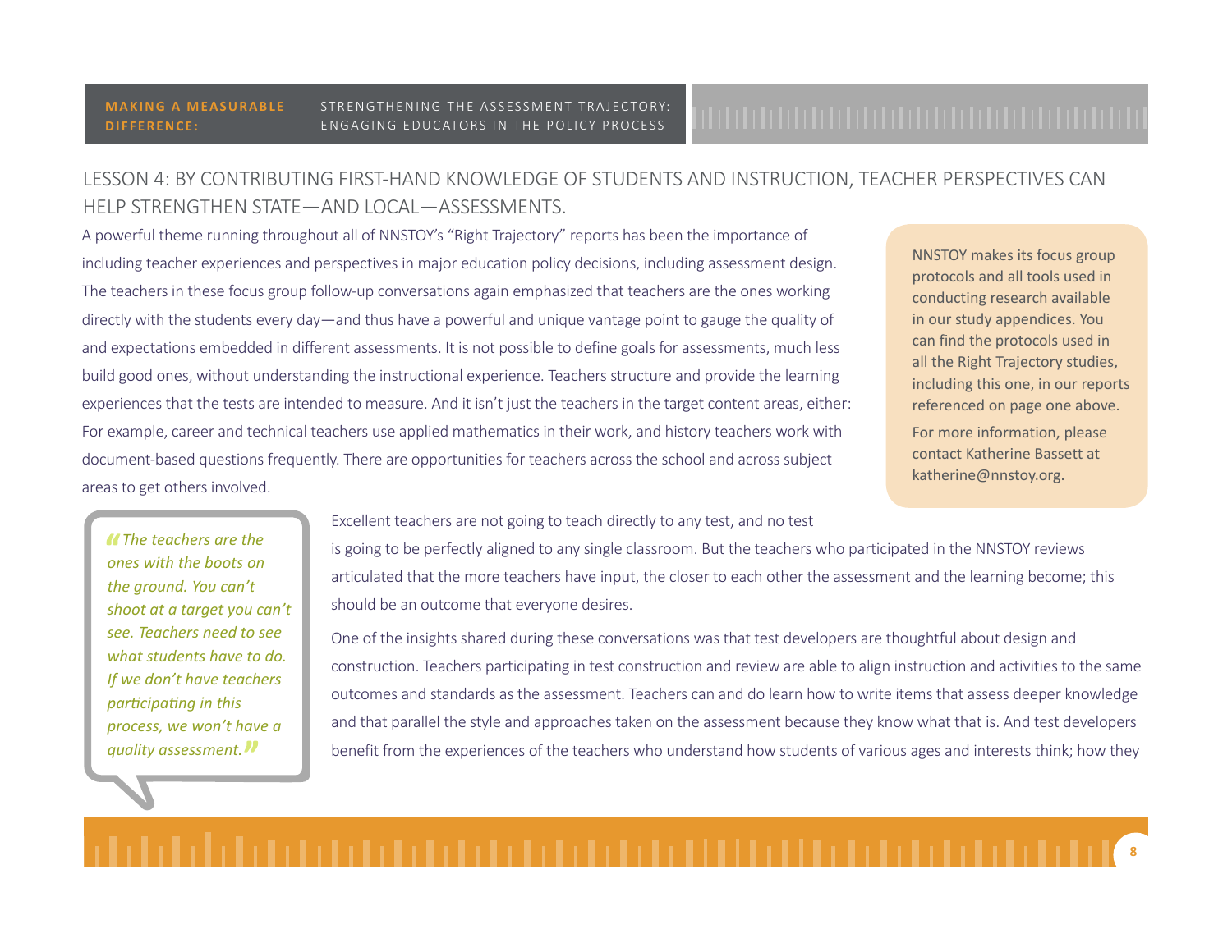## LESSON 4: BY CONTRIBUTING FIRST-HAND KNOWLEDGE OF STUDENTS AND INSTRUCTION, TEACHER PERSPECTIVES CAN HELP STRENGTHEN STATE—AND LOCAL—ASSESSMENTS.

A powerful theme running throughout all of NNSTOY's "Right Trajectory" reports has been the importance of including teacher experiences and perspectives in major education policy decisions, including assessment design. The teachers in these focus group follow-up conversations again emphasized that teachers are the ones working directly with the students every day—and thus have a powerful and unique vantage point to gauge the quality of and expectations embedded in different assessments. It is not possible to define goals for assessments, much less build good ones, without understanding the instructional experience. Teachers structure and provide the learning experiences that the tests are intended to measure. And it isn't just the teachers in the target content areas, either: For example, career and technical teachers use applied mathematics in their work, and history teachers work with document-based questions frequently. There are opportunities for teachers across the school and across subject areas to get others involved.

> NNSTOY makes its focus group protocols and all tools used in conducting research available in our study appendices. You can find the protocols used in all the Right Trajectory studies, including this one, in our reports referenced on page one above.
>
> For more information, please contact Katherine Bassett at katherine@nnstoy.org.

> *"The teachers are the ones with the boots on the ground. You can't shoot at a target you can't see. Teachers need to see what students have to do. If we don't have teachers participating in this process, we won't have a quality assessment."*

Excellent teachers are not going to teach directly to any test, and no test is going to be perfectly aligned to any single classroom. But the teachers who participated in the NNSTOY reviews articulated that the more teachers have input, the closer to each other the assessment and the learning become; this should be an outcome that everyone desires.

One of the insights shared during these conversations was that test developers are thoughtful about design and construction. Teachers participating in test construction and review are able to align instruction and activities to the same outcomes and standards as the assessment. Teachers can and do learn how to write items that assess deeper knowledge and that parallel the style and approaches taken on the assessment because they know what that is. And test developers benefit from the experiences of the teachers who understand how students of various ages and interests think; how they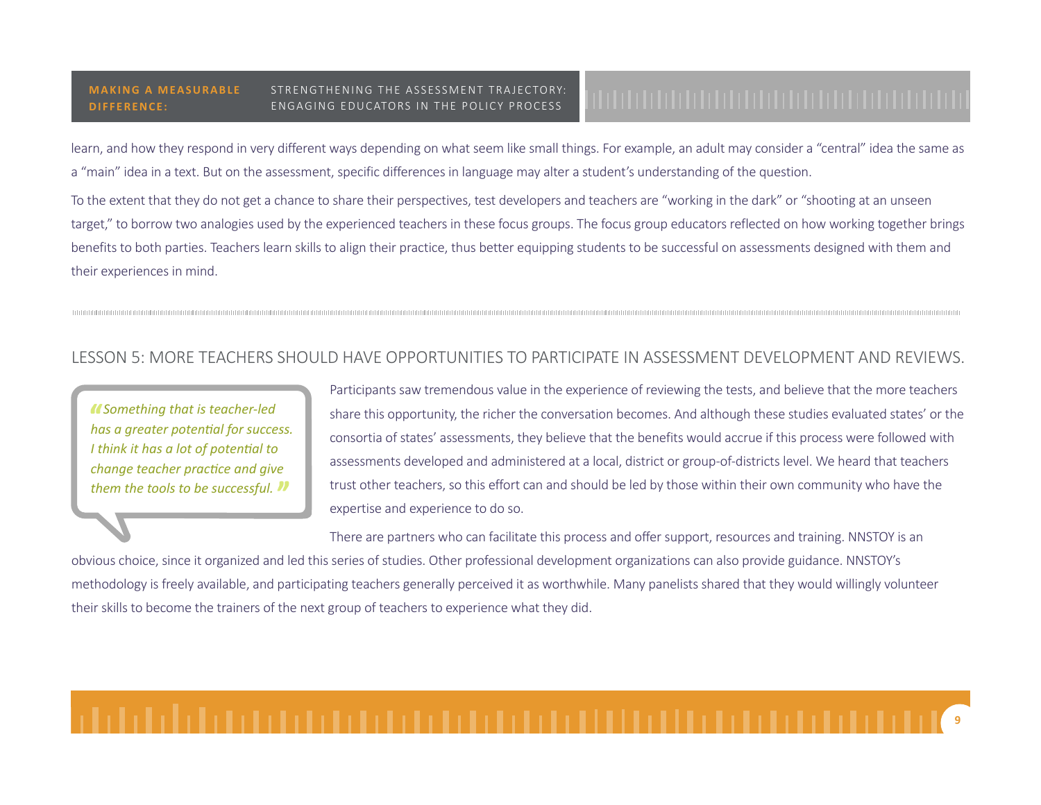learn, and how they respond in very different ways depending on what seem like small things. For example, an adult may consider a "central" idea the same as a "main" idea in a text. But on the assessment, specific differences in language may alter a student's understanding of the question.

To the extent that they do not get a chance to share their perspectives, test developers and teachers are "working in the dark" or "shooting at an unseen target," to borrow two analogies used by the experienced teachers in these focus groups. The focus group educators reflected on how working together brings benefits to both parties. Teachers learn skills to align their practice, thus better equipping students to be successful on assessments designed with them and their experiences in mind.

## LESSON 5: MORE TEACHERS SHOULD HAVE OPPORTUNITIES TO PARTICIPATE IN ASSESSMENT DEVELOPMENT AND REVIEWS.

> *"Something that is teacher-led has a greater potential for success. I think it has a lot of potential to change teacher practice and give them the tools to be successful."*

Participants saw tremendous value in the experience of reviewing the tests, and believe that the more teachers share this opportunity, the richer the conversation becomes. And although these studies evaluated states' or the consortia of states' assessments, they believe that the benefits would accrue if this process were followed with assessments developed and administered at a local, district or group-of-districts level. We heard that teachers trust other teachers, so this effort can and should be led by those within their own community who have the expertise and experience to do so.

There are partners who can facilitate this process and offer support, resources and training. NNSTOY is an obvious choice, since it organized and led this series of studies. Other professional development organizations can also provide guidance. NNSTOY's methodology is freely available, and participating teachers generally perceived it as worthwhile. Many panelists shared that they would willingly volunteer their skills to become the trainers of the next group of teachers to experience what they did.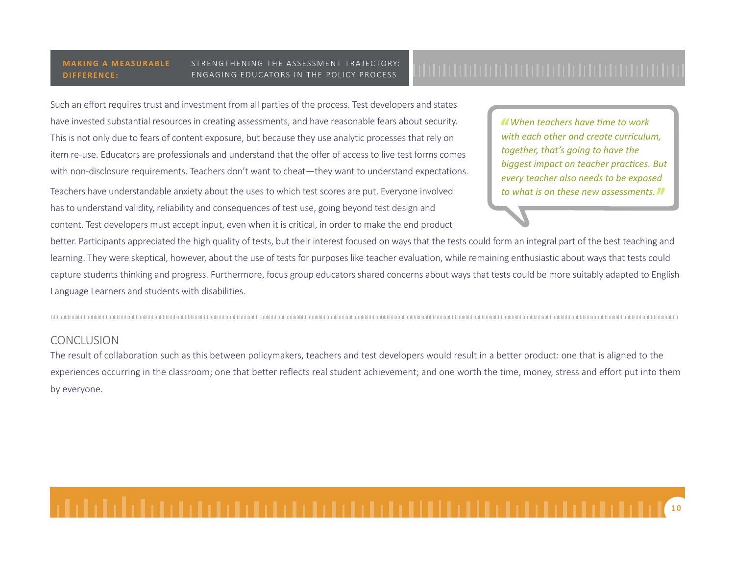Such an effort requires trust and investment from all parties of the process. Test developers and states have invested substantial resources in creating assessments, and have reasonable fears about security. This is not only due to fears of content exposure, but because they use analytic processes that rely on item re-use. Educators are professionals and understand that the offer of access to live test forms comes with non-disclosure requirements. Teachers don't want to cheat—they want to understand expectations.

> *"When teachers have time to work with each other and create curriculum, together, that's going to have the biggest impact on teacher practices. But every teacher also needs to be exposed to what is on these new assessments."*

Teachers have understandable anxiety about the uses to which test scores are put. Everyone involved has to understand validity, reliability and consequences of test use, going beyond test design and content. Test developers must accept input, even when it is critical, in order to make the end product better. Participants appreciated the high quality of tests, but their interest focused on ways that the tests could form an integral part of the best teaching and learning. They were skeptical, however, about the use of tests for purposes like teacher evaluation, while remaining enthusiastic about ways that tests could capture students thinking and progress. Furthermore, focus group educators shared concerns about ways that tests could be more suitably adapted to English Language Learners and students with disabilities.

## CONCLUSION

The result of collaboration such as this between policymakers, teachers and test developers would result in a better product: one that is aligned to the experiences occurring in the classroom; one that better reflects real student achievement; and one worth the time, money, stress and effort put into them by everyone.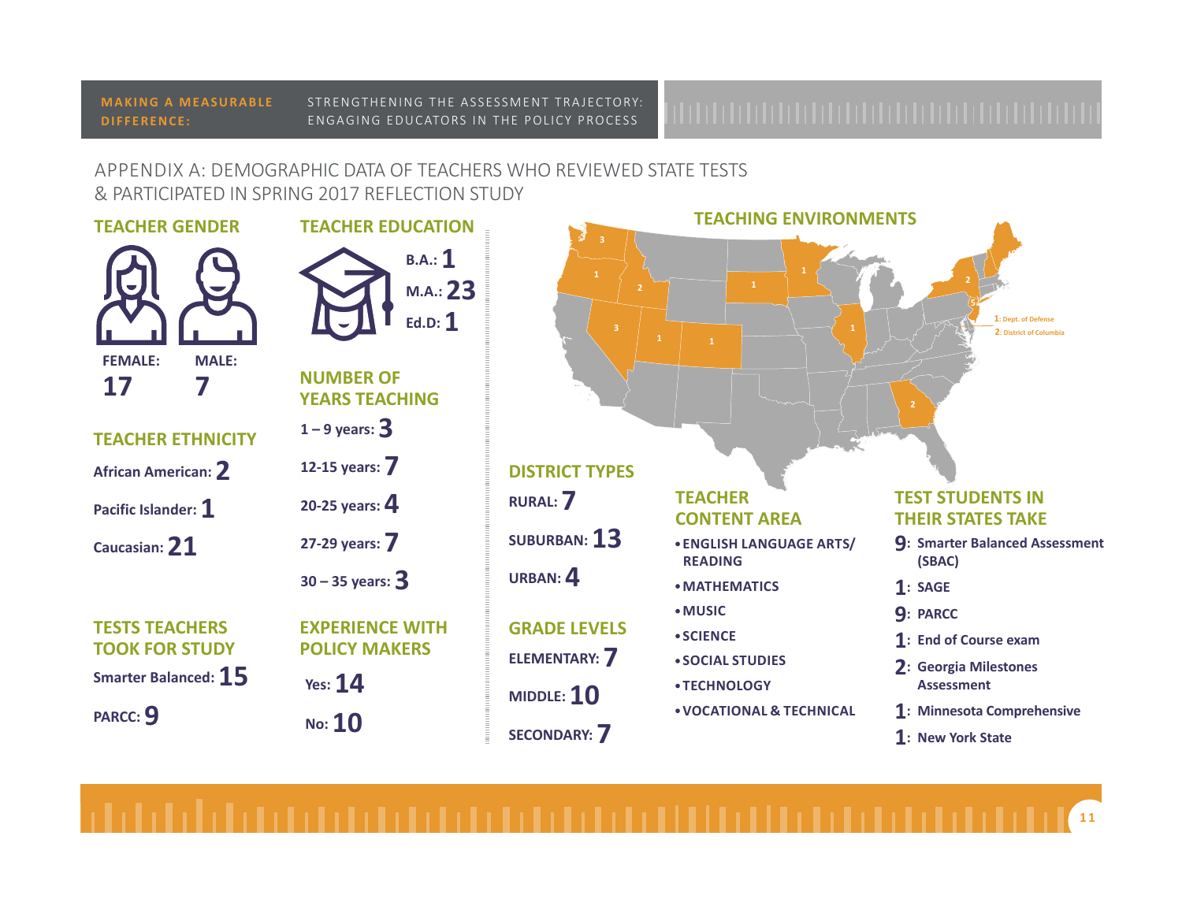# APPENDIX A: DEMOGRAPHIC DATA OF TEACHERS WHO REVIEWED STATE TESTS & PARTICIPATED IN SPRING 2017 REFLECTION STUDY

## TEACHER GENDER

FEMALE: **17**

MALE: **7**

## TEACHER ETHNICITY

African American: **2**

Pacific Islander: **1**

Caucasian: **21**

## TESTS TEACHERS TOOK FOR STUDY

Smarter Balanced: **15**

PARCC: **9**

## TEACHER EDUCATION

B.A.: **1**

M.A.: **23**

Ed.D: **1**

## NUMBER OF YEARS TEACHING

1 – 9 years: **3**

12-15 years: **7**

20-25 years: **4**

27-29 years: **7**

30 – 35 years: **3**

## EXPERIENCE WITH POLICY MAKERS

Yes: **14**

No: **10**

## TEACHING ENVIRONMENTS

1: Dept. of Defense

2: District of Columbia

## DISTRICT TYPES

RURAL: **7**

SUBURBAN: **13**

URBAN: **4**

## GRADE LEVELS

ELEMENTARY: **7**

MIDDLE: **10**

SECONDARY: **7**

## TEACHER CONTENT AREA

- ENGLISH LANGUAGE ARTS/ READING
- MATHEMATICS
- MUSIC
- SCIENCE
- SOCIAL STUDIES
- TECHNOLOGY
- VOCATIONAL & TECHNICAL

## TEST STUDENTS IN THEIR STATES TAKE

**9**: Smarter Balanced Assessment (SBAC)

**1**: SAGE

**9**: PARCC

**1**: End of Course exam

**2**: Georgia Milestones Assessment

**1**: Minnesota Comprehensive

**1**: New York State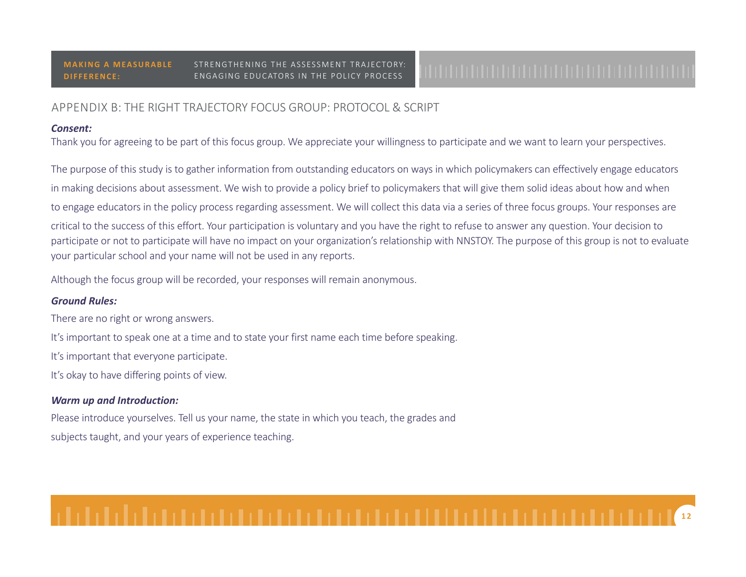## APPENDIX B: THE RIGHT TRAJECTORY FOCUS GROUP: PROTOCOL & SCRIPT

***Consent:***

Thank you for agreeing to be part of this focus group. We appreciate your willingness to participate and we want to learn your perspectives.

The purpose of this study is to gather information from outstanding educators on ways in which policymakers can effectively engage educators in making decisions about assessment. We wish to provide a policy brief to policymakers that will give them solid ideas about how and when to engage educators in the policy process regarding assessment. We will collect this data via a series of three focus groups. Your responses are critical to the success of this effort. Your participation is voluntary and you have the right to refuse to answer any question. Your decision to participate or not to participate will have no impact on your organization's relationship with NNSTOY. The purpose of this group is not to evaluate your particular school and your name will not be used in any reports.

Although the focus group will be recorded, your responses will remain anonymous.

***Ground Rules:***

There are no right or wrong answers.

It's important to speak one at a time and to state your first name each time before speaking.

It's important that everyone participate.

It's okay to have differing points of view.

***Warm up and Introduction:***

Please introduce yourselves. Tell us your name, the state in which you teach, the grades and subjects taught, and your years of experience teaching.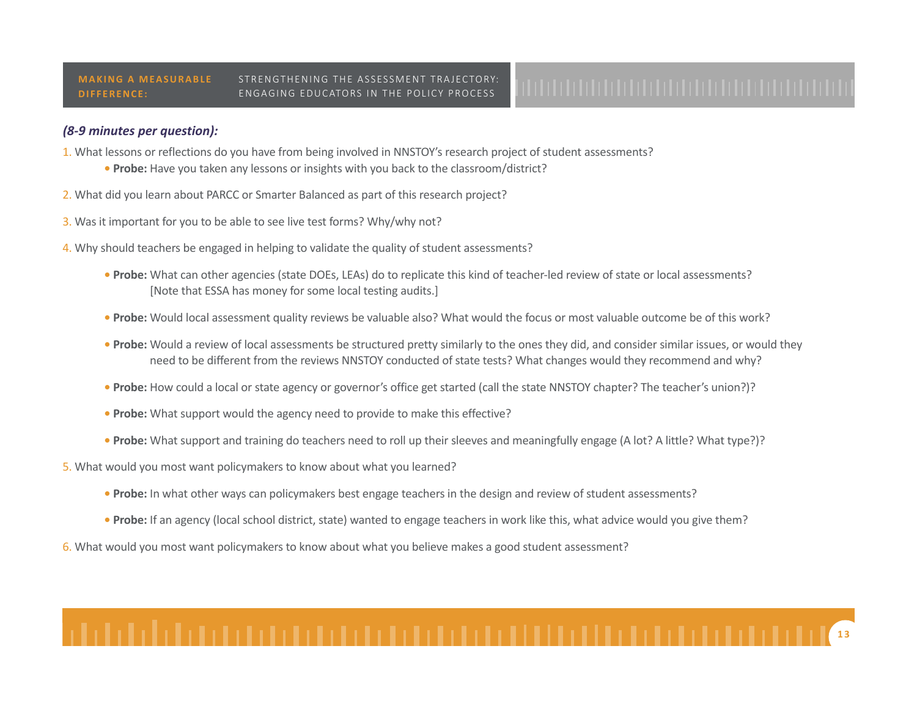*(8-9 minutes per question):*

1. What lessons or reflections do you have from being involved in NNSTOY's research project of student assessments?
   - **Probe:** Have you taken any lessons or insights with you back to the classroom/district?

2. What did you learn about PARCC or Smarter Balanced as part of this research project?

3. Was it important for you to be able to see live test forms? Why/why not?

4. Why should teachers be engaged in helping to validate the quality of student assessments?
   - **Probe:** What can other agencies (state DOEs, LEAs) do to replicate this kind of teacher-led review of state or local assessments? [Note that ESSA has money for some local testing audits.]
   - **Probe:** Would local assessment quality reviews be valuable also? What would the focus or most valuable outcome be of this work?
   - **Probe:** Would a review of local assessments be structured pretty similarly to the ones they did, and consider similar issues, or would they need to be different from the reviews NNSTOY conducted of state tests? What changes would they recommend and why?
   - **Probe:** How could a local or state agency or governor's office get started (call the state NNSTOY chapter? The teacher's union?)?
   - **Probe:** What support would the agency need to provide to make this effective?
   - **Probe:** What support and training do teachers need to roll up their sleeves and meaningfully engage (A lot? A little? What type?)?

5. What would you most want policymakers to know about what you learned?
   - **Probe:** In what other ways can policymakers best engage teachers in the design and review of student assessments?
   - **Probe:** If an agency (local school district, state) wanted to engage teachers in work like this, what advice would you give them?

6. What would you most want policymakers to know about what you believe makes a good student assessment?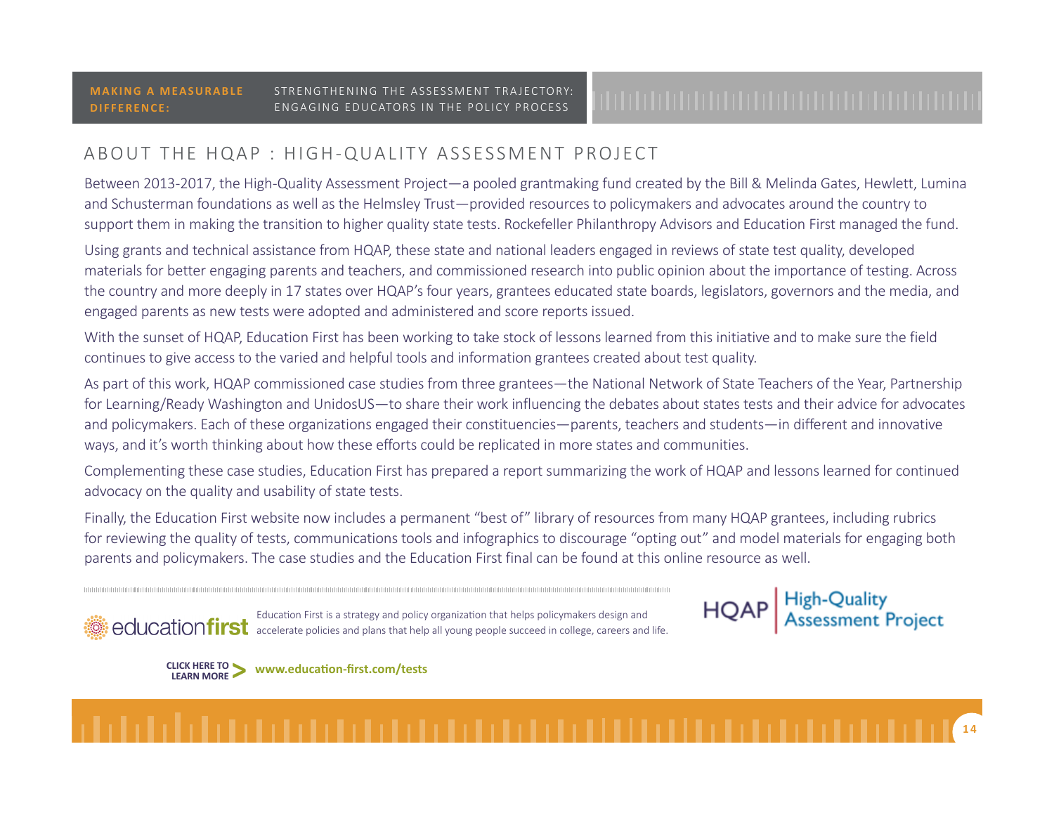## ABOUT THE HQAP : HIGH-QUALITY ASSESSMENT PROJECT

Between 2013-2017, the High-Quality Assessment Project—a pooled grantmaking fund created by the Bill & Melinda Gates, Hewlett, Lumina and Schusterman foundations as well as the Helmsley Trust—provided resources to policymakers and advocates around the country to support them in making the transition to higher quality state tests. Rockefeller Philanthropy Advisors and Education First managed the fund.

Using grants and technical assistance from HQAP, these state and national leaders engaged in reviews of state test quality, developed materials for better engaging parents and teachers, and commissioned research into public opinion about the importance of testing. Across the country and more deeply in 17 states over HQAP's four years, grantees educated state boards, legislators, governors and the media, and engaged parents as new tests were adopted and administered and score reports issued.

With the sunset of HQAP, Education First has been working to take stock of lessons learned from this initiative and to make sure the field continues to give access to the varied and helpful tools and information grantees created about test quality.

As part of this work, HQAP commissioned case studies from three grantees—the National Network of State Teachers of the Year, Partnership for Learning/Ready Washington and UnidosUS—to share their work influencing the debates about states tests and their advice for advocates and policymakers. Each of these organizations engaged their constituencies—parents, teachers and students—in different and innovative ways, and it's worth thinking about how these efforts could be replicated in more states and communities.

Complementing these case studies, Education First has prepared a report summarizing the work of HQAP and lessons learned for continued advocacy on the quality and usability of state tests.

Finally, the Education First website now includes a permanent "best of" library of resources from many HQAP grantees, including rubrics for reviewing the quality of tests, communications tools and infographics to discourage "opting out" and model materials for engaging both parents and policymakers. The case studies and the Education First final can be found at this online resource as well.

educationfirst

Education First is a strategy and policy organization that helps policymakers design and accelerate policies and plans that help all young people succeed in college, careers and life.

HQAP | High-Quality Assessment Project

CLICK HERE TO LEARN MORE > www.education-first.com/tests